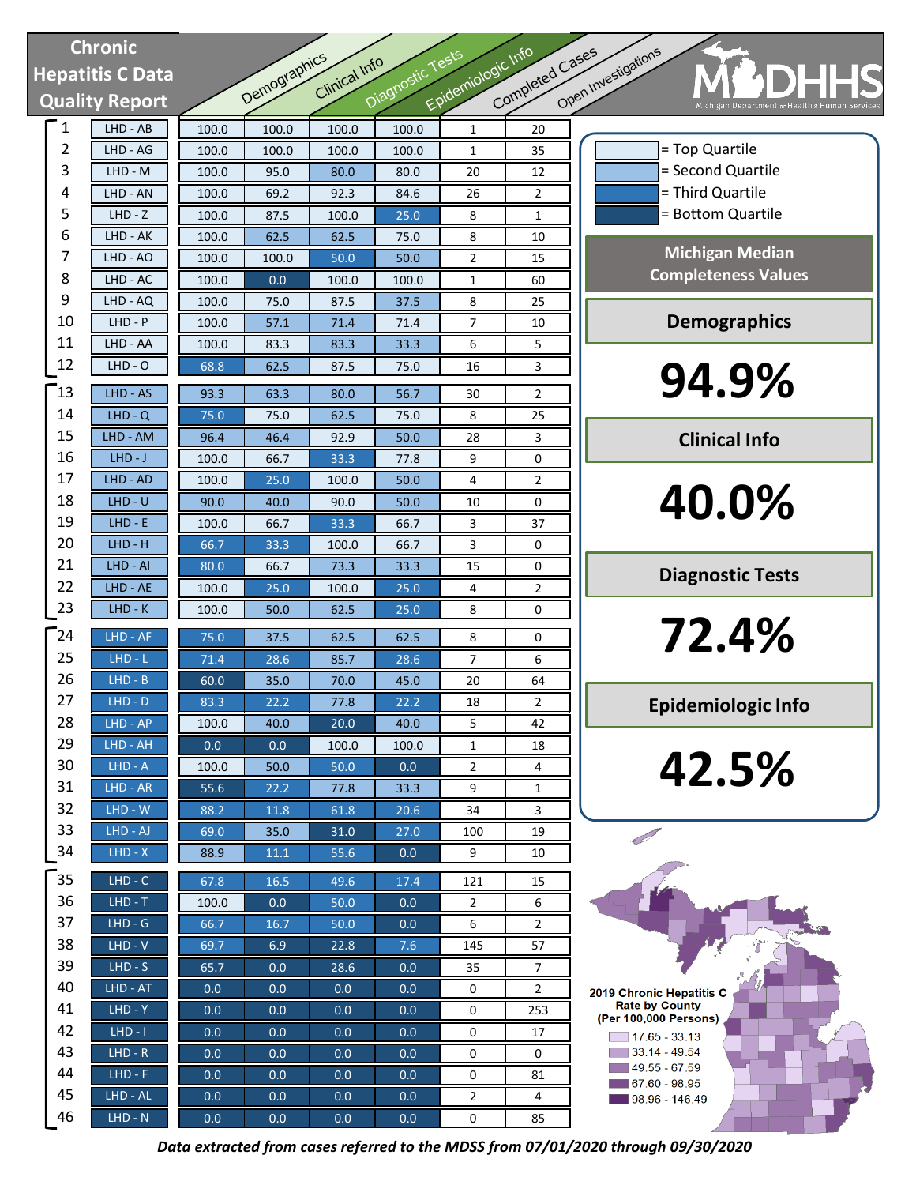# Chronic Hepatitis C Data Quality Report

MDHHS — Michigan Department of Health & Human Services

| # | LHD | Demographics | Clinical Info | Diagnostic Tests | Epidemiologic Info | Completed Cases | Open Investigations |
|---|---|---|---|---|---|---|---|
| 1 | LHD - AB | 100.0 | 100.0 | 100.0 | 100.0 | 1 | 20 |
| 2 | LHD - AG | 100.0 | 100.0 | 100.0 | 100.0 | 1 | 35 |
| 3 | LHD - M | 100.0 | 95.0 | 80.0 | 80.0 | 20 | 12 |
| 4 | LHD - AN | 100.0 | 69.2 | 92.3 | 84.6 | 26 | 2 |
| 5 | LHD - Z | 100.0 | 87.5 | 100.0 | 25.0 | 8 | 1 |
| 6 | LHD - AK | 100.0 | 62.5 | 62.5 | 75.0 | 8 | 10 |
| 7 | LHD - AO | 100.0 | 100.0 | 50.0 | 50.0 | 2 | 15 |
| 8 | LHD - AC | 100.0 | 0.0 | 100.0 | 100.0 | 1 | 60 |
| 9 | LHD - AQ | 100.0 | 75.0 | 87.5 | 37.5 | 8 | 25 |
| 10 | LHD - P | 100.0 | 57.1 | 71.4 | 71.4 | 7 | 10 |
| 11 | LHD - AA | 100.0 | 83.3 | 83.3 | 33.3 | 6 | 5 |
| 12 | LHD - O | 68.8 | 62.5 | 87.5 | 75.0 | 16 | 3 |
| 13 | LHD - AS | 93.3 | 63.3 | 80.0 | 56.7 | 30 | 2 |
| 14 | LHD - Q | 75.0 | 75.0 | 62.5 | 75.0 | 8 | 25 |
| 15 | LHD - AM | 96.4 | 46.4 | 92.9 | 50.0 | 28 | 3 |
| 16 | LHD - J | 100.0 | 66.7 | 33.3 | 77.8 | 9 | 0 |
| 17 | LHD - AD | 100.0 | 25.0 | 100.0 | 50.0 | 4 | 2 |
| 18 | LHD - U | 90.0 | 40.0 | 90.0 | 50.0 | 10 | 0 |
| 19 | LHD - E | 100.0 | 66.7 | 33.3 | 66.7 | 3 | 37 |
| 20 | LHD - H | 66.7 | 33.3 | 100.0 | 66.7 | 3 | 0 |
| 21 | LHD - AI | 80.0 | 66.7 | 73.3 | 33.3 | 15 | 0 |
| 22 | LHD - AE | 100.0 | 25.0 | 100.0 | 25.0 | 4 | 2 |
| 23 | LHD - K | 100.0 | 50.0 | 62.5 | 25.0 | 8 | 0 |
| 24 | LHD - AF | 75.0 | 37.5 | 62.5 | 62.5 | 8 | 0 |
| 25 | LHD - L | 71.4 | 28.6 | 85.7 | 28.6 | 7 | 6 |
| 26 | LHD - B | 60.0 | 35.0 | 70.0 | 45.0 | 20 | 64 |
| 27 | LHD - D | 83.3 | 22.2 | 77.8 | 22.2 | 18 | 2 |
| 28 | LHD - AP | 100.0 | 40.0 | 20.0 | 40.0 | 5 | 42 |
| 29 | LHD - AH | 0.0 | 0.0 | 100.0 | 100.0 | 1 | 18 |
| 30 | LHD - A | 100.0 | 50.0 | 50.0 | 0.0 | 2 | 4 |
| 31 | LHD - AR | 55.6 | 22.2 | 77.8 | 33.3 | 9 | 1 |
| 32 | LHD - W | 88.2 | 11.8 | 61.8 | 20.6 | 34 | 3 |
| 33 | LHD - AJ | 69.0 | 35.0 | 31.0 | 27.0 | 100 | 19 |
| 34 | LHD - X | 88.9 | 11.1 | 55.6 | 0.0 | 9 | 10 |
| 35 | LHD - C | 67.8 | 16.5 | 49.6 | 17.4 | 121 | 15 |
| 36 | LHD - T | 100.0 | 0.0 | 50.0 | 0.0 | 2 | 6 |
| 37 | LHD - G | 66.7 | 16.7 | 50.0 | 0.0 | 6 | 2 |
| 38 | LHD - V | 69.7 | 6.9 | 22.8 | 7.6 | 145 | 57 |
| 39 | LHD - S | 65.7 | 0.0 | 28.6 | 0.0 | 35 | 7 |
| 40 | LHD - AT | 0.0 | 0.0 | 0.0 | 0.0 | 0 | 2 |
| 41 | LHD - Y | 0.0 | 0.0 | 0.0 | 0.0 | 0 | 253 |
| 42 | LHD - I | 0.0 | 0.0 | 0.0 | 0.0 | 0 | 17 |
| 43 | LHD - R | 0.0 | 0.0 | 0.0 | 0.0 | 0 | 0 |
| 44 | LHD - F | 0.0 | 0.0 | 0.0 | 0.0 | 0 | 81 |
| 45 | LHD - AL | 0.0 | 0.0 | 0.0 | 0.0 | 2 | 4 |
| 46 | LHD - N | 0.0 | 0.0 | 0.0 | 0.0 | 0 | 85 |

- = Top Quartile
- = Second Quartile
- = Third Quartile
- = Bottom Quartile

## Michigan Median Completeness Values

**Demographics**

**94.9%**

**Clinical Info**

**40.0%**

**Diagnostic Tests**

**72.4%**

**Epidemiologic Info**

**42.5%**

**2019 Chronic Hepatitis C Rate by County (Per 100,000 Persons)**

- 17.65 - 33.13
- 33.14 - 49.54
- 49.55 - 67.59
- 67.60 - 98.95
- 98.96 - 146.49

*Data extracted from cases referred to the MDSS from 07/01/2020 through 09/30/2020*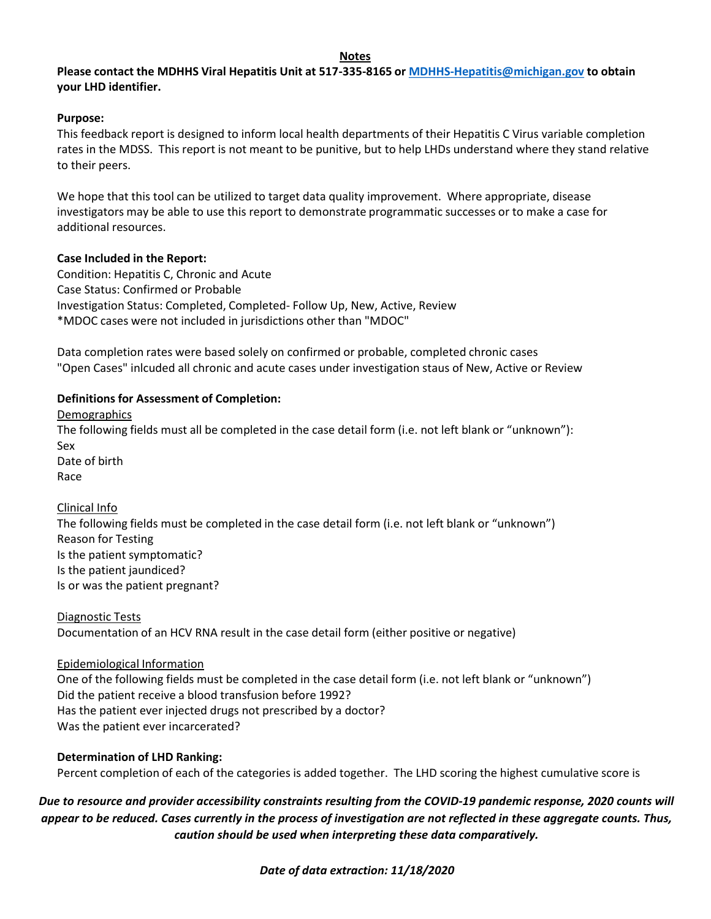## Notes

**Please contact the MDHHS Viral Hepatitis Unit at 517-335-8165 or [MDHHS-Hepatitis@michigan.gov](mailto:MDHHS-Hepatitis@michigan.gov) to obtain your LHD identifier.**

**Purpose:**

This feedback report is designed to inform local health departments of their Hepatitis C Virus variable completion rates in the MDSS. This report is not meant to be punitive, but to help LHDs understand where they stand relative to their peers.

We hope that this tool can be utilized to target data quality improvement. Where appropriate, disease investigators may be able to use this report to demonstrate programmatic successes or to make a case for additional resources.

**Case Included in the Report:**

Condition: Hepatitis C, Chronic and Acute
Case Status: Confirmed or Probable
Investigation Status: Completed, Completed- Follow Up, New, Active, Review
*MDOC cases were not included in jurisdictions other than "MDOC"

Data completion rates were based solely on confirmed or probable, completed chronic cases
"Open Cases" inlcuded all chronic and acute cases under investigation staus of New, Active or Review

**Definitions for Assessment of Completion:**

Demographics
The following fields must all be completed in the case detail form (i.e. not left blank or "unknown"):
Sex
Date of birth
Race

Clinical Info
The following fields must be completed in the case detail form (i.e. not left blank or "unknown")
Reason for Testing
Is the patient symptomatic?
Is the patient jaundiced?
Is or was the patient pregnant?

Diagnostic Tests
Documentation of an HCV RNA result in the case detail form (either positive or negative)

Epidemiological Information
One of the following fields must be completed in the case detail form (i.e. not left blank or "unknown")
Did the patient receive a blood transfusion before 1992?
Has the patient ever injected drugs not prescribed by a doctor?
Was the patient ever incarcerated?

**Determination of LHD Ranking:**

Percent completion of each of the categories is added together. The LHD scoring the highest cumulative score is

***Due to resource and provider accessibility constraints resulting from the COVID-19 pandemic response, 2020 counts will appear to be reduced. Cases currently in the process of investigation are not reflected in these aggregate counts. Thus, caution should be used when interpreting these data comparatively.***

***Date of data extraction: 11/18/2020***